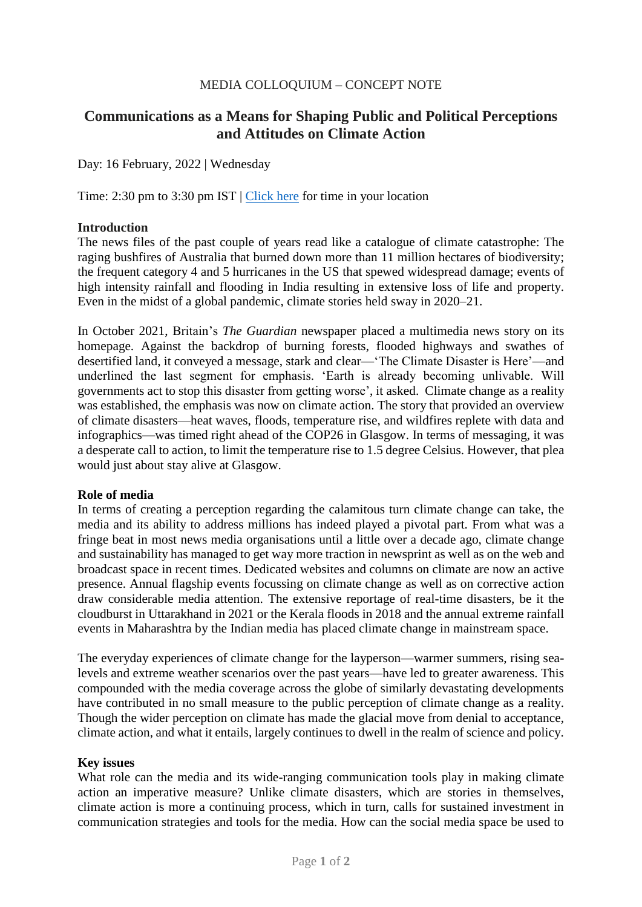MEDIA COLLOQUIUM – CONCEPT NOTE

# Communications as a Means for Shaping Public and Political Perceptions and Attitudes on Climate Action

Day: 16 February, 2022 | Wednesday

Time: 2:30 pm to 3:30 pm IST | [Click here] for time in your location

**Introduction**

The news files of the past couple of years read like a catalogue of climate catastrophe: The raging bushfires of Australia that burned down more than 11 million hectares of biodiversity; the frequent category 4 and 5 hurricanes in the US that spewed widespread damage; events of high intensity rainfall and flooding in India resulting in extensive loss of life and property. Even in the midst of a global pandemic, climate stories held sway in 2020–21.

In October 2021, Britain's *The Guardian* newspaper placed a multimedia news story on its homepage. Against the backdrop of burning forests, flooded highways and swathes of desertified land, it conveyed a message, stark and clear—'The Climate Disaster is Here'—and underlined the last segment for emphasis. 'Earth is already becoming unlivable. Will governments act to stop this disaster from getting worse', it asked. Climate change as a reality was established, the emphasis was now on climate action. The story that provided an overview of climate disasters—heat waves, floods, temperature rise, and wildfires replete with data and infographics—was timed right ahead of the COP26 in Glasgow. In terms of messaging, it was a desperate call to action, to limit the temperature rise to 1.5 degree Celsius. However, that plea would just about stay alive at Glasgow.

**Role of media**

In terms of creating a perception regarding the calamitous turn climate change can take, the media and its ability to address millions has indeed played a pivotal part. From what was a fringe beat in most news media organisations until a little over a decade ago, climate change and sustainability has managed to get way more traction in newsprint as well as on the web and broadcast space in recent times. Dedicated websites and columns on climate are now an active presence. Annual flagship events focussing on climate change as well as on corrective action draw considerable media attention. The extensive reportage of real-time disasters, be it the cloudburst in Uttarakhand in 2021 or the Kerala floods in 2018 and the annual extreme rainfall events in Maharashtra by the Indian media has placed climate change in mainstream space.

The everyday experiences of climate change for the layperson—warmer summers, rising sea-levels and extreme weather scenarios over the past years—have led to greater awareness. This compounded with the media coverage across the globe of similarly devastating developments have contributed in no small measure to the public perception of climate change as a reality. Though the wider perception on climate has made the glacial move from denial to acceptance, climate action, and what it entails, largely continues to dwell in the realm of science and policy.

**Key issues**

What role can the media and its wide-ranging communication tools play in making climate action an imperative measure? Unlike climate disasters, which are stories in themselves, climate action is more a continuing process, which in turn, calls for sustained investment in communication strategies and tools for the media. How can the social media space be used to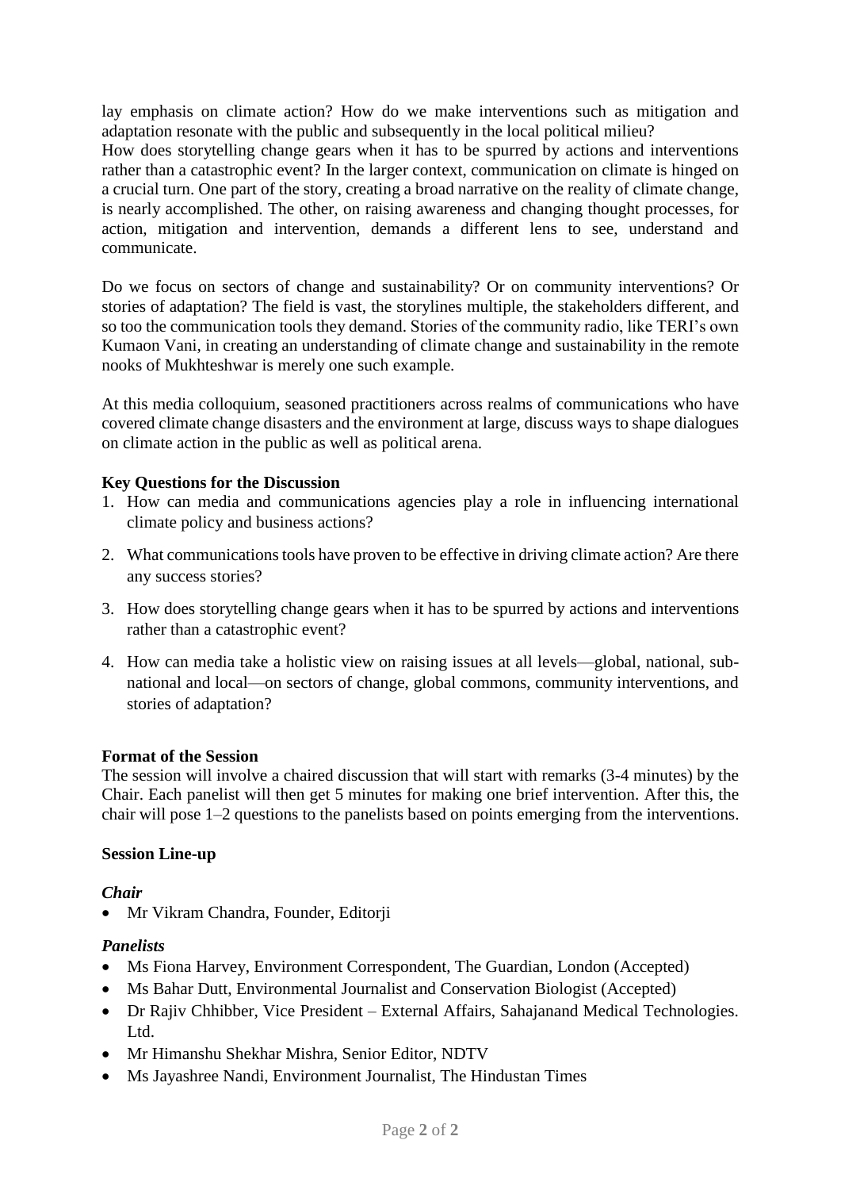lay emphasis on climate action? How do we make interventions such as mitigation and adaptation resonate with the public and subsequently in the local political milieu?
How does storytelling change gears when it has to be spurred by actions and interventions rather than a catastrophic event? In the larger context, communication on climate is hinged on a crucial turn. One part of the story, creating a broad narrative on the reality of climate change, is nearly accomplished. The other, on raising awareness and changing thought processes, for action, mitigation and intervention, demands a different lens to see, understand and communicate.

Do we focus on sectors of change and sustainability? Or on community interventions? Or stories of adaptation? The field is vast, the storylines multiple, the stakeholders different, and so too the communication tools they demand. Stories of the community radio, like TERI's own Kumaon Vani, in creating an understanding of climate change and sustainability in the remote nooks of Mukhteshwar is merely one such example.

At this media colloquium, seasoned practitioners across realms of communications who have covered climate change disasters and the environment at large, discuss ways to shape dialogues on climate action in the public as well as political arena.

**Key Questions for the Discussion**

1. How can media and communications agencies play a role in influencing international climate policy and business actions?
2. What communications tools have proven to be effective in driving climate action? Are there any success stories?
3. How does storytelling change gears when it has to be spurred by actions and interventions rather than a catastrophic event?
4. How can media take a holistic view on raising issues at all levels—global, national, sub-national and local—on sectors of change, global commons, community interventions, and stories of adaptation?

**Format of the Session**

The session will involve a chaired discussion that will start with remarks (3-4 minutes) by the Chair. Each panelist will then get 5 minutes for making one brief intervention. After this, the chair will pose 1–2 questions to the panelists based on points emerging from the interventions.

**Session Line-up**

***Chair***

- Mr Vikram Chandra, Founder, Editorji

***Panelists***

- Ms Fiona Harvey, Environment Correspondent, The Guardian, London (Accepted)
- Ms Bahar Dutt, Environmental Journalist and Conservation Biologist (Accepted)
- Dr Rajiv Chhibber, Vice President – External Affairs, Sahajanand Medical Technologies. Ltd.
- Mr Himanshu Shekhar Mishra, Senior Editor, NDTV
- Ms Jayashree Nandi, Environment Journalist, The Hindustan Times